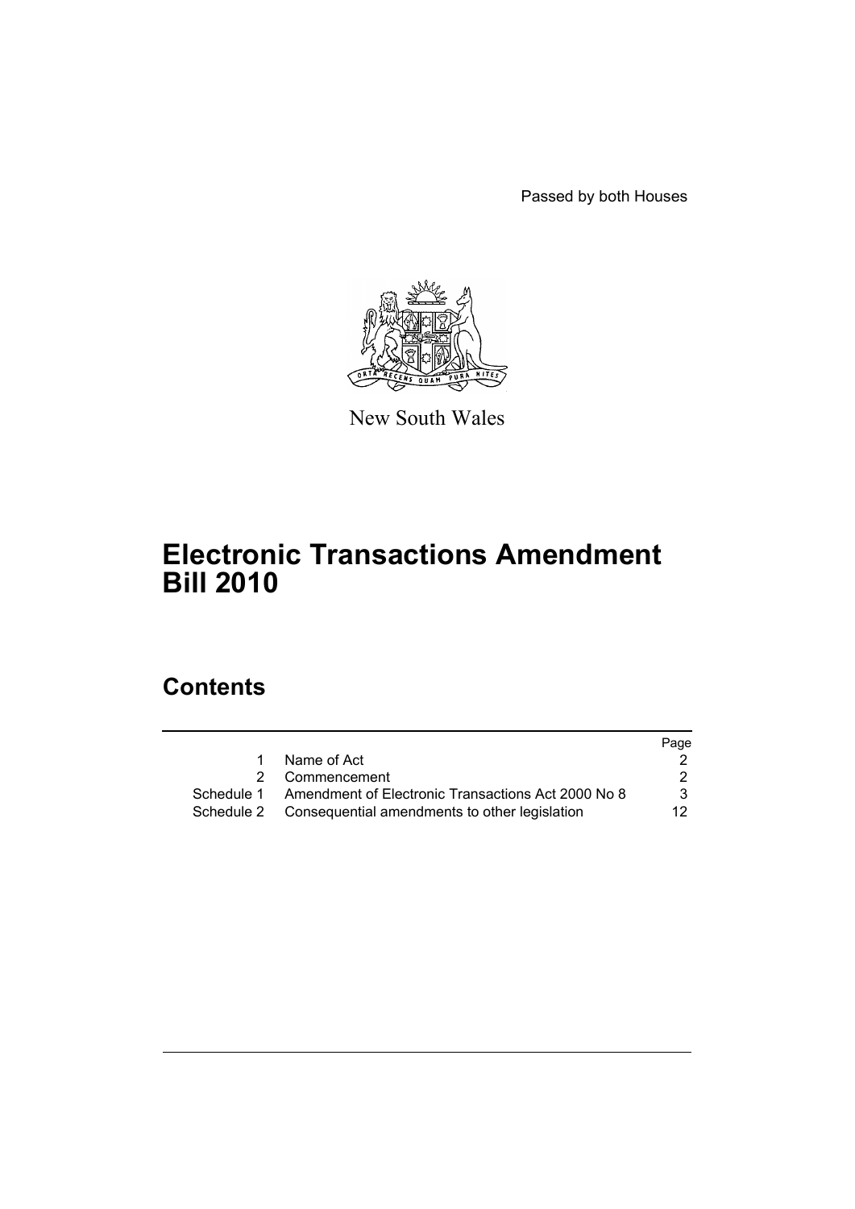Passed by both Houses

New South Wales

# Electronic Transactions Amendment Bill 2010

## Contents

| | | Page |
|---|---|---|
| 1 | Name of Act | 2 |
| 2 | Commencement | 2 |
| Schedule 1 | Amendment of Electronic Transactions Act 2000 No 8 | 3 |
| Schedule 2 | Consequential amendments to other legislation | 12 |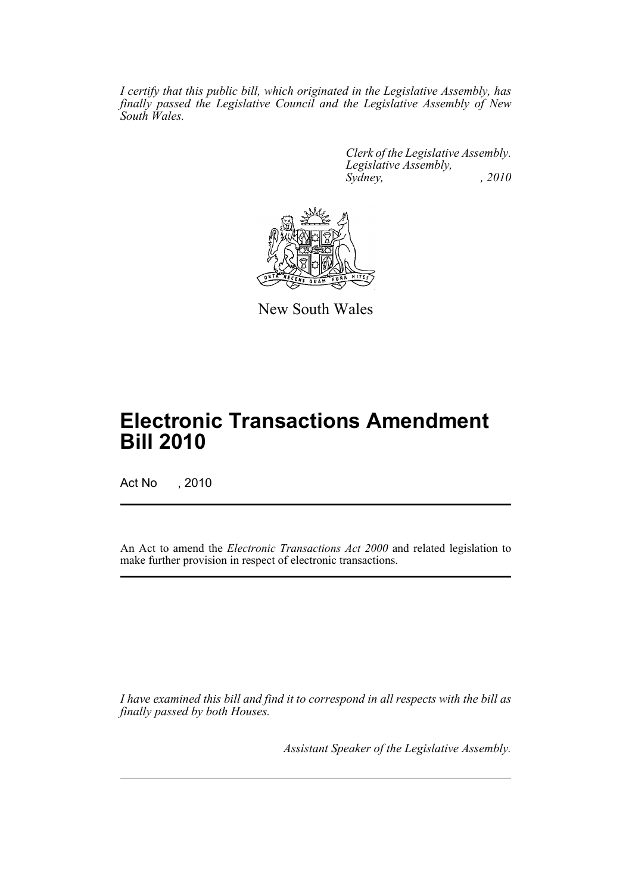*I certify that this public bill, which originated in the Legislative Assembly, has finally passed the Legislative Council and the Legislative Assembly of New South Wales.*

*Clerk of the Legislative Assembly.*
*Legislative Assembly,*
*Sydney, , 2010*

New South Wales

# Electronic Transactions Amendment Bill 2010

Act No , 2010

An Act to amend the *Electronic Transactions Act 2000* and related legislation to make further provision in respect of electronic transactions.

*I have examined this bill and find it to correspond in all respects with the bill as finally passed by both Houses.*

*Assistant Speaker of the Legislative Assembly.*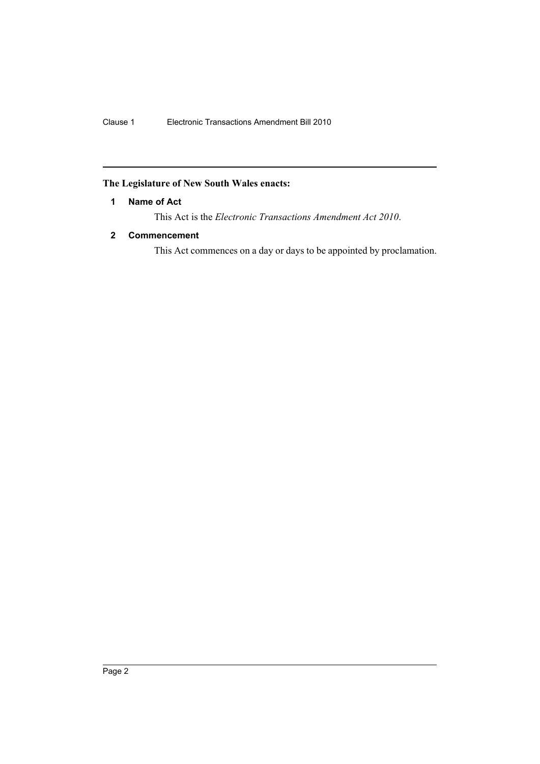**The Legislature of New South Wales enacts:**

## 1 Name of Act

This Act is the *Electronic Transactions Amendment Act 2010*.

## 2 Commencement

This Act commences on a day or days to be appointed by proclamation.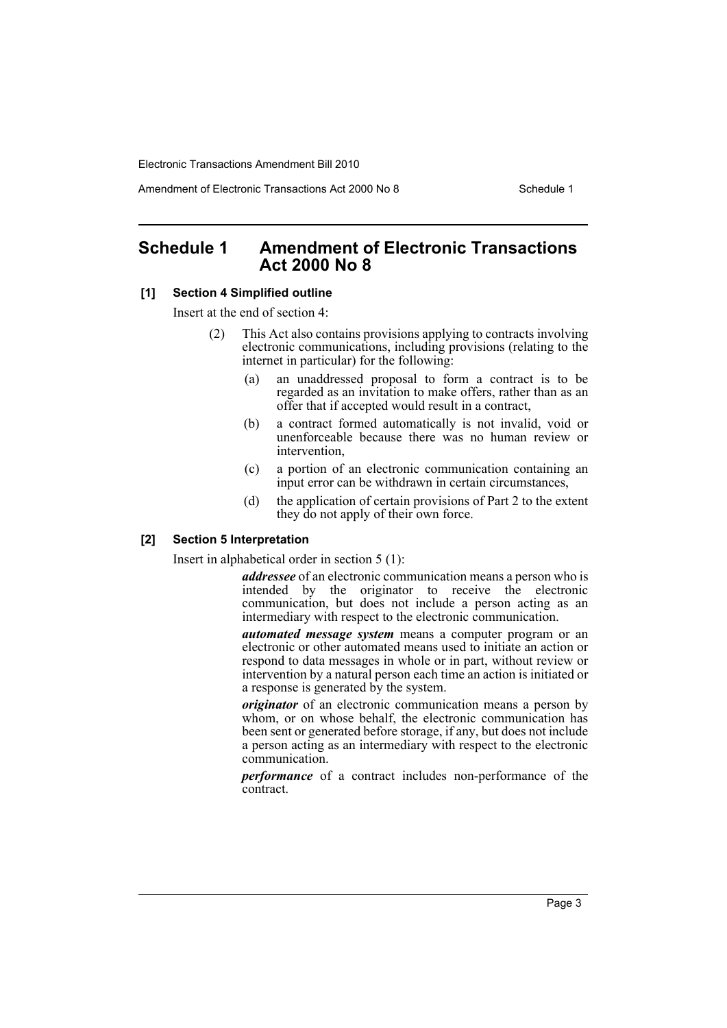## Schedule 1 Amendment of Electronic Transactions Act 2000 No 8

**[1] Section 4 Simplified outline**

Insert at the end of section 4:

(2) This Act also contains provisions applying to contracts involving electronic communications, including provisions (relating to the internet in particular) for the following:

(a) an unaddressed proposal to form a contract is to be regarded as an invitation to make offers, rather than as an offer that if accepted would result in a contract,

(b) a contract formed automatically is not invalid, void or unenforceable because there was no human review or intervention,

(c) a portion of an electronic communication containing an input error can be withdrawn in certain circumstances,

(d) the application of certain provisions of Part 2 to the extent they do not apply of their own force.

**[2] Section 5 Interpretation**

Insert in alphabetical order in section 5 (1):

***addressee*** of an electronic communication means a person who is intended by the originator to receive the electronic communication, but does not include a person acting as an intermediary with respect to the electronic communication.

***automated message system*** means a computer program or an electronic or other automated means used to initiate an action or respond to data messages in whole or in part, without review or intervention by a natural person each time an action is initiated or a response is generated by the system.

***originator*** of an electronic communication means a person by whom, or on whose behalf, the electronic communication has been sent or generated before storage, if any, but does not include a person acting as an intermediary with respect to the electronic communication.

***performance*** of a contract includes non-performance of the contract.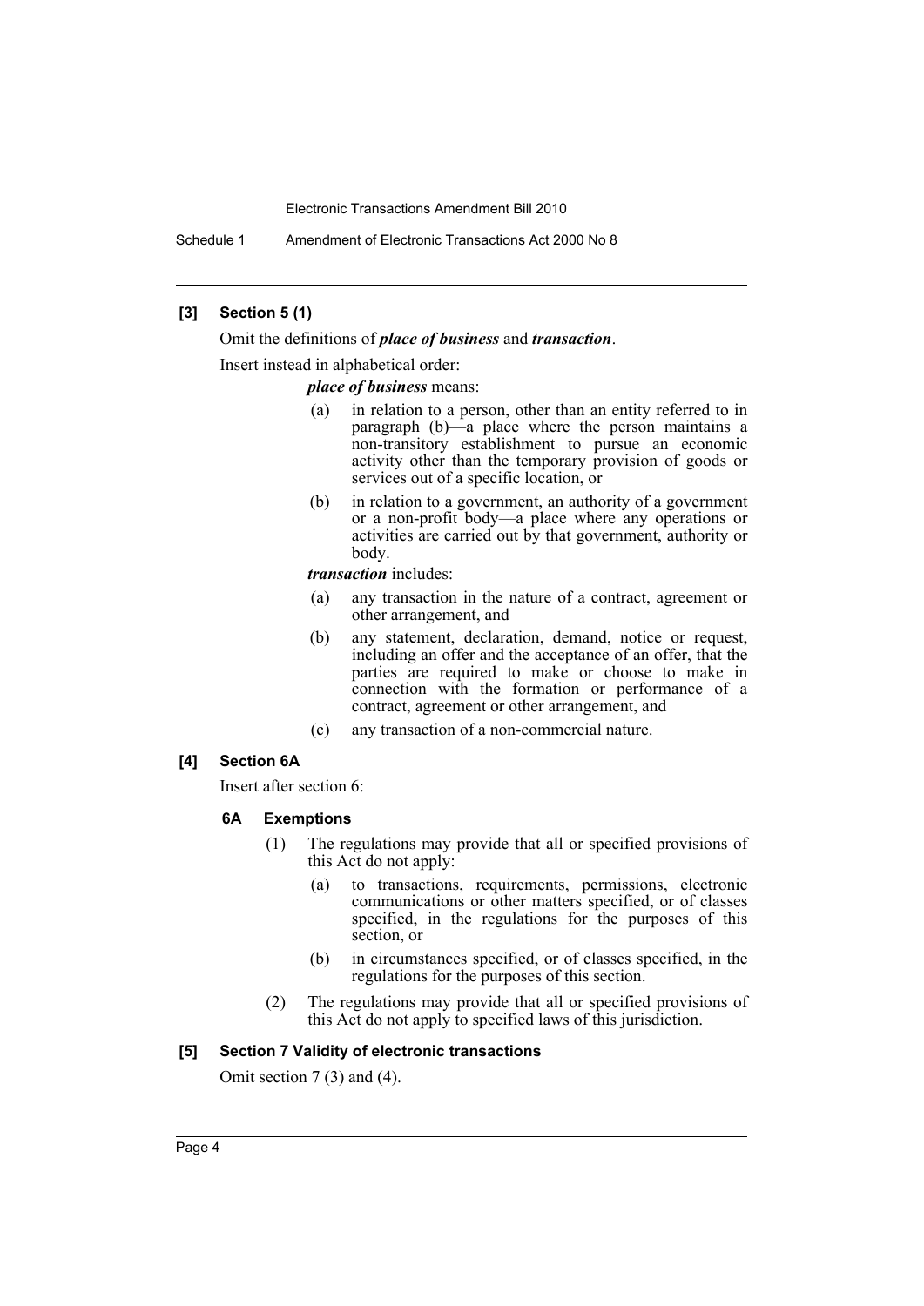### [3] Section 5 (1)

Omit the definitions of ***place of business*** and ***transaction***.

Insert instead in alphabetical order:

***place of business*** means:

- (a) in relation to a person, other than an entity referred to in paragraph (b)—a place where the person maintains a non-transitory establishment to pursue an economic activity other than the temporary provision of goods or services out of a specific location, or
- (b) in relation to a government, an authority of a government or a non-profit body—a place where any operations or activities are carried out by that government, authority or body.

***transaction*** includes:

- (a) any transaction in the nature of a contract, agreement or other arrangement, and
- (b) any statement, declaration, demand, notice or request, including an offer and the acceptance of an offer, that the parties are required to make or choose to make in connection with the formation or performance of a contract, agreement or other arrangement, and
- (c) any transaction of a non-commercial nature.

### [4] Section 6A

Insert after section 6:

#### 6A Exemptions

(1) The regulations may provide that all or specified provisions of this Act do not apply:

- (a) to transactions, requirements, permissions, electronic communications or other matters specified, or of classes specified, in the regulations for the purposes of this section, or
- (b) in circumstances specified, or of classes specified, in the regulations for the purposes of this section.

(2) The regulations may provide that all or specified provisions of this Act do not apply to specified laws of this jurisdiction.

### [5] Section 7 Validity of electronic transactions

Omit section 7 (3) and (4).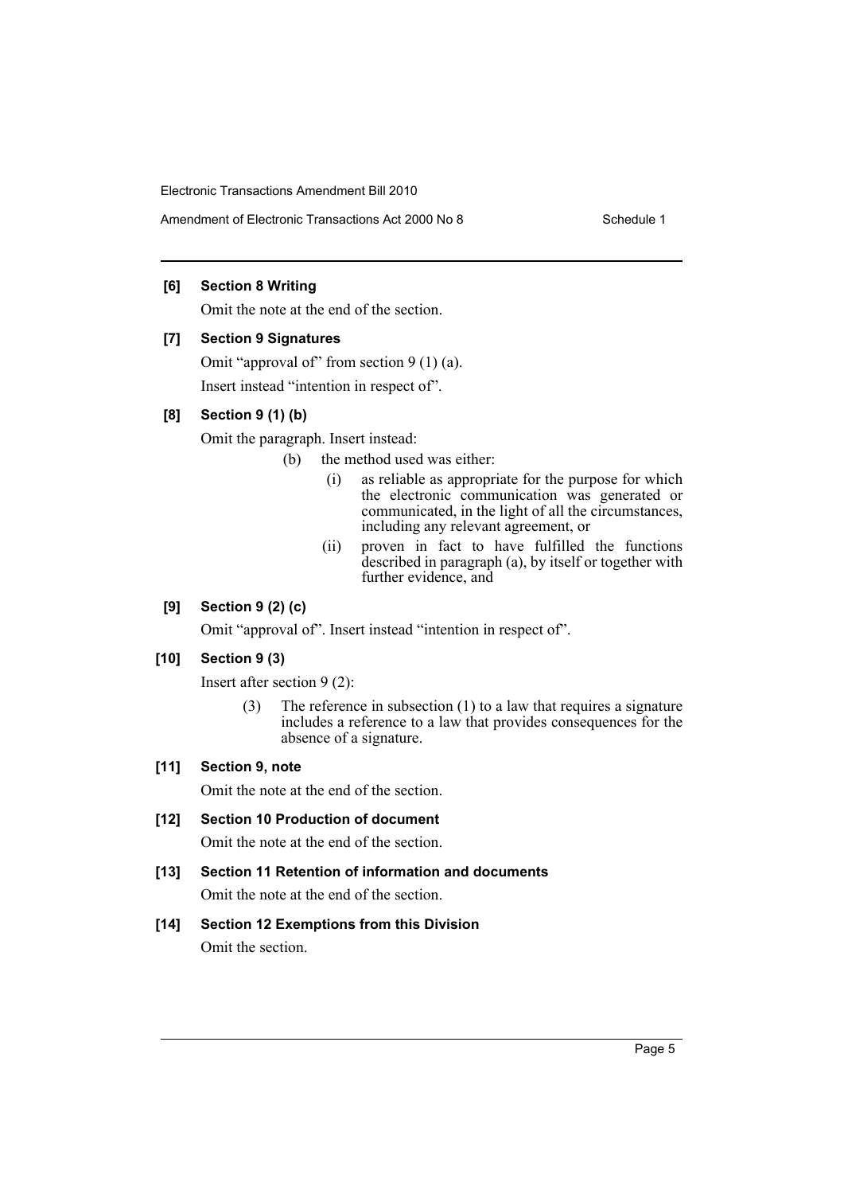### [6] Section 8 Writing

Omit the note at the end of the section.

### [7] Section 9 Signatures

Omit "approval of" from section 9 (1) (a).

Insert instead "intention in respect of".

### [8] Section 9 (1) (b)

Omit the paragraph. Insert instead:

> (b) the method used was either:
>
> > (i) as reliable as appropriate for the purpose for which the electronic communication was generated or communicated, in the light of all the circumstances, including any relevant agreement, or
> >
> > (ii) proven in fact to have fulfilled the functions described in paragraph (a), by itself or together with further evidence, and

### [9] Section 9 (2) (c)

Omit "approval of". Insert instead "intention in respect of".

### [10] Section 9 (3)

Insert after section 9 (2):

> (3) The reference in subsection (1) to a law that requires a signature includes a reference to a law that provides consequences for the absence of a signature.

### [11] Section 9, note

Omit the note at the end of the section.

### [12] Section 10 Production of document

Omit the note at the end of the section.

### [13] Section 11 Retention of information and documents

Omit the note at the end of the section.

### [14] Section 12 Exemptions from this Division

Omit the section.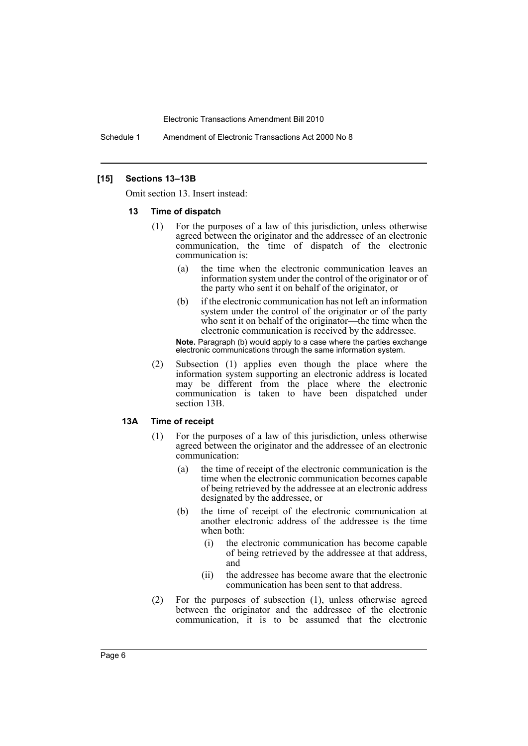### [15] Sections 13–13B

Omit section 13. Insert instead:

#### 13 Time of dispatch

(1) For the purposes of a law of this jurisdiction, unless otherwise agreed between the originator and the addressee of an electronic communication, the time of dispatch of the electronic communication is:

(a) the time when the electronic communication leaves an information system under the control of the originator or of the party who sent it on behalf of the originator, or

(b) if the electronic communication has not left an information system under the control of the originator or of the party who sent it on behalf of the originator—the time when the electronic communication is received by the addressee.

**Note.** Paragraph (b) would apply to a case where the parties exchange electronic communications through the same information system.

(2) Subsection (1) applies even though the place where the information system supporting an electronic address is located may be different from the place where the electronic communication is taken to have been dispatched under section 13B.

#### 13A Time of receipt

(1) For the purposes of a law of this jurisdiction, unless otherwise agreed between the originator and the addressee of an electronic communication:

(a) the time of receipt of the electronic communication is the time when the electronic communication becomes capable of being retrieved by the addressee at an electronic address designated by the addressee, or

(b) the time of receipt of the electronic communication at another electronic address of the addressee is the time when both:

(i) the electronic communication has become capable of being retrieved by the addressee at that address, and

(ii) the addressee has become aware that the electronic communication has been sent to that address.

(2) For the purposes of subsection (1), unless otherwise agreed between the originator and the addressee of the electronic communication, it is to be assumed that the electronic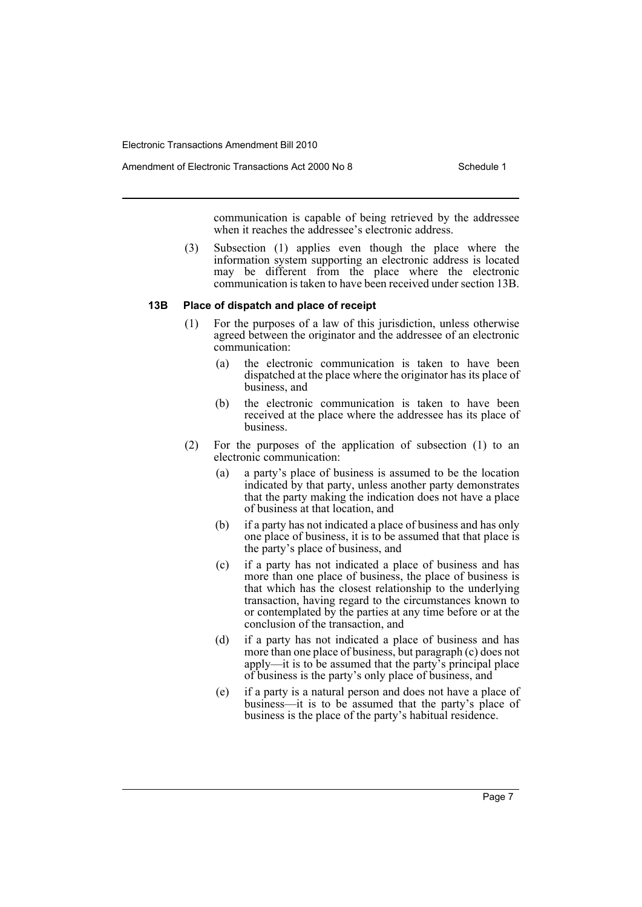communication is capable of being retrieved by the addressee when it reaches the addressee's electronic address.

(3) Subsection (1) applies even though the place where the information system supporting an electronic address is located may be different from the place where the electronic communication is taken to have been received under section 13B.

### 13B Place of dispatch and place of receipt

(1) For the purposes of a law of this jurisdiction, unless otherwise agreed between the originator and the addressee of an electronic communication:

(a) the electronic communication is taken to have been dispatched at the place where the originator has its place of business, and

(b) the electronic communication is taken to have been received at the place where the addressee has its place of business.

(2) For the purposes of the application of subsection (1) to an electronic communication:

(a) a party's place of business is assumed to be the location indicated by that party, unless another party demonstrates that the party making the indication does not have a place of business at that location, and

(b) if a party has not indicated a place of business and has only one place of business, it is to be assumed that that place is the party's place of business, and

(c) if a party has not indicated a place of business and has more than one place of business, the place of business is that which has the closest relationship to the underlying transaction, having regard to the circumstances known to or contemplated by the parties at any time before or at the conclusion of the transaction, and

(d) if a party has not indicated a place of business and has more than one place of business, but paragraph (c) does not apply—it is to be assumed that the party's principal place of business is the party's only place of business, and

(e) if a party is a natural person and does not have a place of business—it is to be assumed that the party's place of business is the place of the party's habitual residence.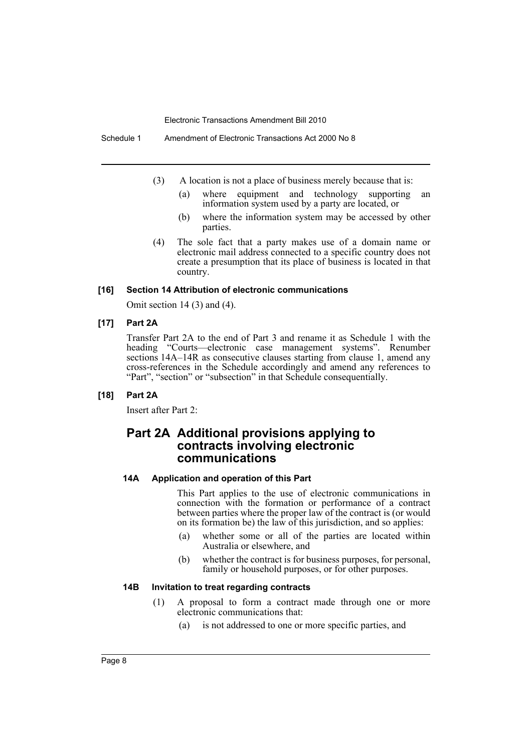(3) A location is not a place of business merely because that is:

(a) where equipment and technology supporting an information system used by a party are located, or

(b) where the information system may be accessed by other parties.

(4) The sole fact that a party makes use of a domain name or electronic mail address connected to a specific country does not create a presumption that its place of business is located in that country.

#### [16] Section 14 Attribution of electronic communications

Omit section 14 (3) and (4).

#### [17] Part 2A

Transfer Part 2A to the end of Part 3 and rename it as Schedule 1 with the heading "Courts—electronic case management systems". Renumber sections 14A–14R as consecutive clauses starting from clause 1, amend any cross-references in the Schedule accordingly and amend any references to "Part", "section" or "subsection" in that Schedule consequentially.

#### [18] Part 2A

Insert after Part 2:

## Part 2A Additional provisions applying to contracts involving electronic communications

### 14A Application and operation of this Part

This Part applies to the use of electronic communications in connection with the formation or performance of a contract between parties where the proper law of the contract is (or would on its formation be) the law of this jurisdiction, and so applies:

(a) whether some or all of the parties are located within Australia or elsewhere, and

(b) whether the contract is for business purposes, for personal, family or household purposes, or for other purposes.

### 14B Invitation to treat regarding contracts

(1) A proposal to form a contract made through one or more electronic communications that:

(a) is not addressed to one or more specific parties, and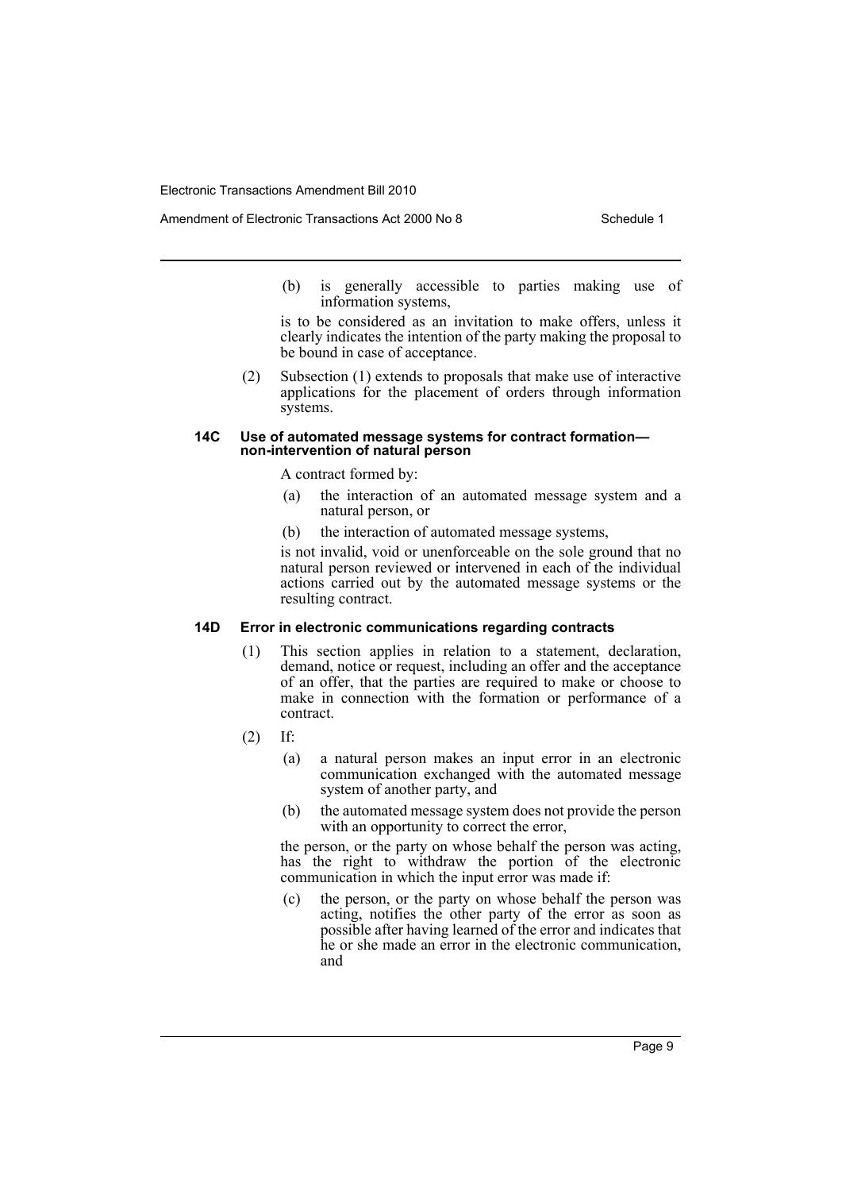(b) is generally accessible to parties making use of information systems,

is to be considered as an invitation to make offers, unless it clearly indicates the intention of the party making the proposal to be bound in case of acceptance.

(2) Subsection (1) extends to proposals that make use of interactive applications for the placement of orders through information systems.

#### 14C Use of automated message systems for contract formation—non-intervention of natural person

A contract formed by:

(a) the interaction of an automated message system and a natural person, or

(b) the interaction of automated message systems,

is not invalid, void or unenforceable on the sole ground that no natural person reviewed or intervened in each of the individual actions carried out by the automated message systems or the resulting contract.

#### 14D Error in electronic communications regarding contracts

(1) This section applies in relation to a statement, declaration, demand, notice or request, including an offer and the acceptance of an offer, that the parties are required to make or choose to make in connection with the formation or performance of a contract.

(2) If:

(a) a natural person makes an input error in an electronic communication exchanged with the automated message system of another party, and

(b) the automated message system does not provide the person with an opportunity to correct the error,

the person, or the party on whose behalf the person was acting, has the right to withdraw the portion of the electronic communication in which the input error was made if:

(c) the person, or the party on whose behalf the person was acting, notifies the other party of the error as soon as possible after having learned of the error and indicates that he or she made an error in the electronic communication, and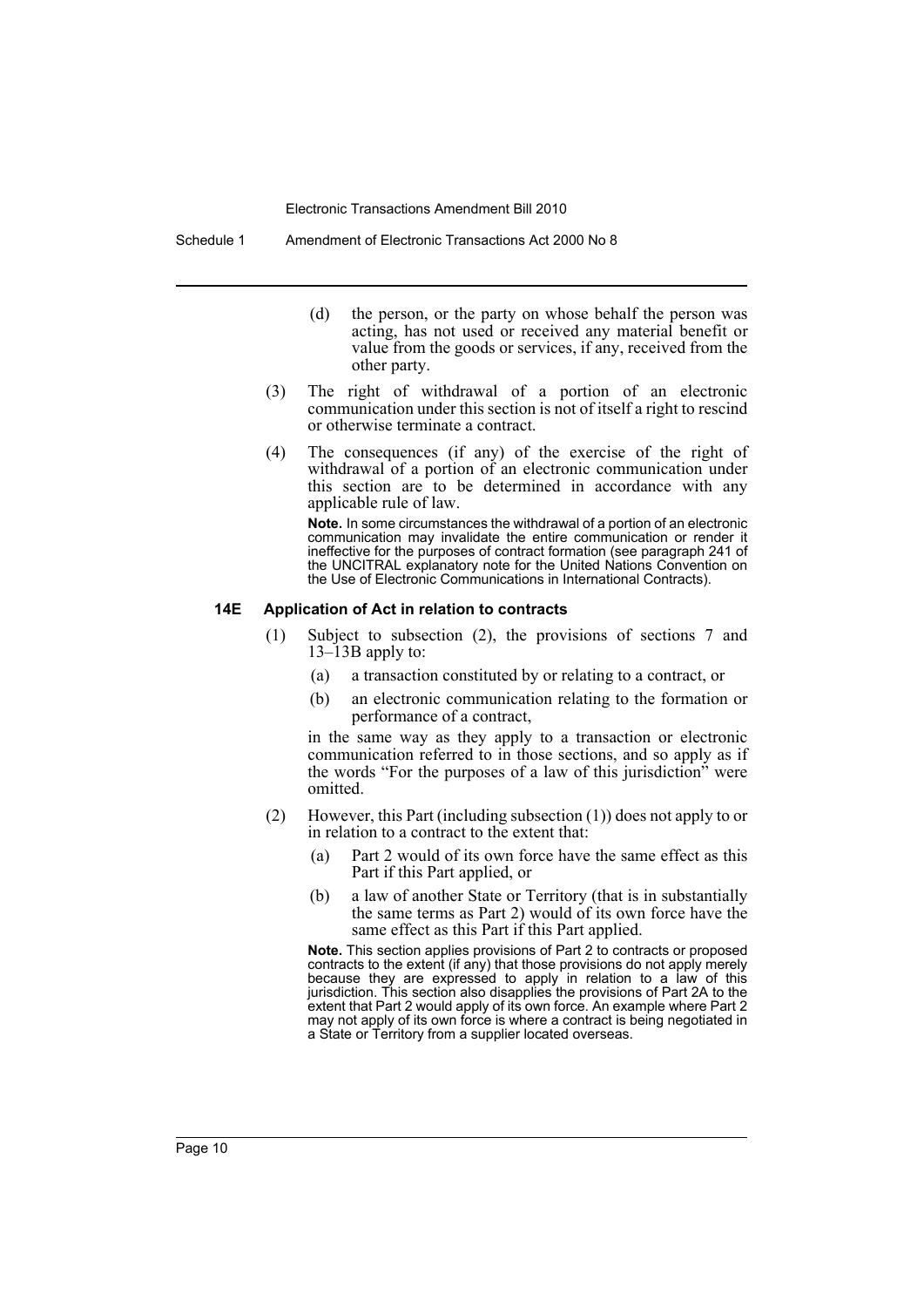(d) the person, or the party on whose behalf the person was acting, has not used or received any material benefit or value from the goods or services, if any, received from the other party.

(3) The right of withdrawal of a portion of an electronic communication under this section is not of itself a right to rescind or otherwise terminate a contract.

(4) The consequences (if any) of the exercise of the right of withdrawal of a portion of an electronic communication under this section are to be determined in accordance with any applicable rule of law.

**Note.** In some circumstances the withdrawal of a portion of an electronic communication may invalidate the entire communication or render it ineffective for the purposes of contract formation (see paragraph 241 of the UNCITRAL explanatory note for the United Nations Convention on the Use of Electronic Communications in International Contracts).

### 14E Application of Act in relation to contracts

(1) Subject to subsection (2), the provisions of sections 7 and 13–13B apply to:

(a) a transaction constituted by or relating to a contract, or

(b) an electronic communication relating to the formation or performance of a contract,

in the same way as they apply to a transaction or electronic communication referred to in those sections, and so apply as if the words "For the purposes of a law of this jurisdiction" were omitted.

(2) However, this Part (including subsection (1)) does not apply to or in relation to a contract to the extent that:

(a) Part 2 would of its own force have the same effect as this Part if this Part applied, or

(b) a law of another State or Territory (that is in substantially the same terms as Part 2) would of its own force have the same effect as this Part if this Part applied.

**Note.** This section applies provisions of Part 2 to contracts or proposed contracts to the extent (if any) that those provisions do not apply merely because they are expressed to apply in relation to a law of this jurisdiction. This section also disapplies the provisions of Part 2A to the extent that Part 2 would apply of its own force. An example where Part 2 may not apply of its own force is where a contract is being negotiated in a State or Territory from a supplier located overseas.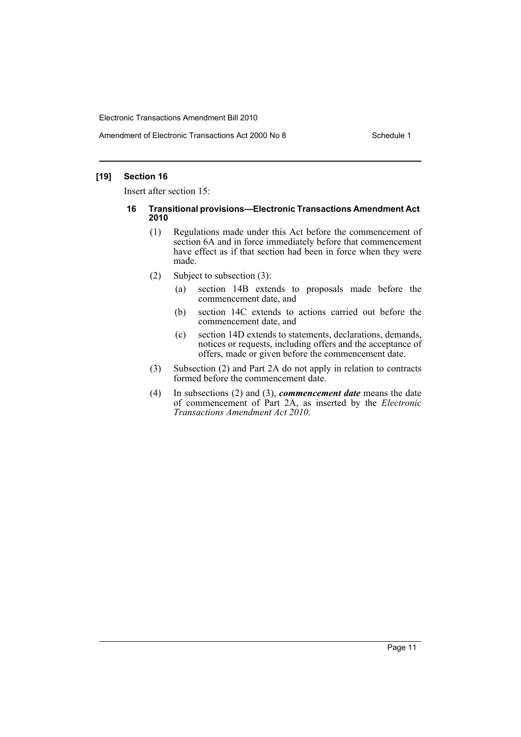## [19] Section 16

Insert after section 15:

### 16 Transitional provisions—Electronic Transactions Amendment Act 2010

(1) Regulations made under this Act before the commencement of section 6A and in force immediately before that commencement have effect as if that section had been in force when they were made.

(2) Subject to subsection (3):

- (a) section 14B extends to proposals made before the commencement date, and
- (b) section 14C extends to actions carried out before the commencement date, and
- (c) section 14D extends to statements, declarations, demands, notices or requests, including offers and the acceptance of offers, made or given before the commencement date.

(3) Subsection (2) and Part 2A do not apply in relation to contracts formed before the commencement date.

(4) In subsections (2) and (3), ***commencement date*** means the date of commencement of Part 2A, as inserted by the *Electronic Transactions Amendment Act 2010*.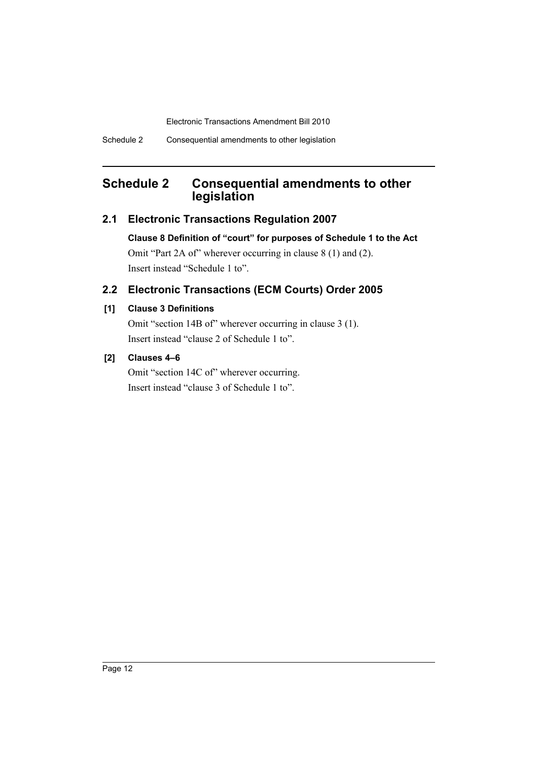# Schedule 2 Consequential amendments to other legislation

## 2.1 Electronic Transactions Regulation 2007

**Clause 8 Definition of "court" for purposes of Schedule 1 to the Act**

Omit "Part 2A of" wherever occurring in clause 8 (1) and (2).

Insert instead "Schedule 1 to".

## 2.2 Electronic Transactions (ECM Courts) Order 2005

**[1] Clause 3 Definitions**

Omit "section 14B of" wherever occurring in clause 3 (1).

Insert instead "clause 2 of Schedule 1 to".

**[2] Clauses 4–6**

Omit "section 14C of" wherever occurring.

Insert instead "clause 3 of Schedule 1 to".